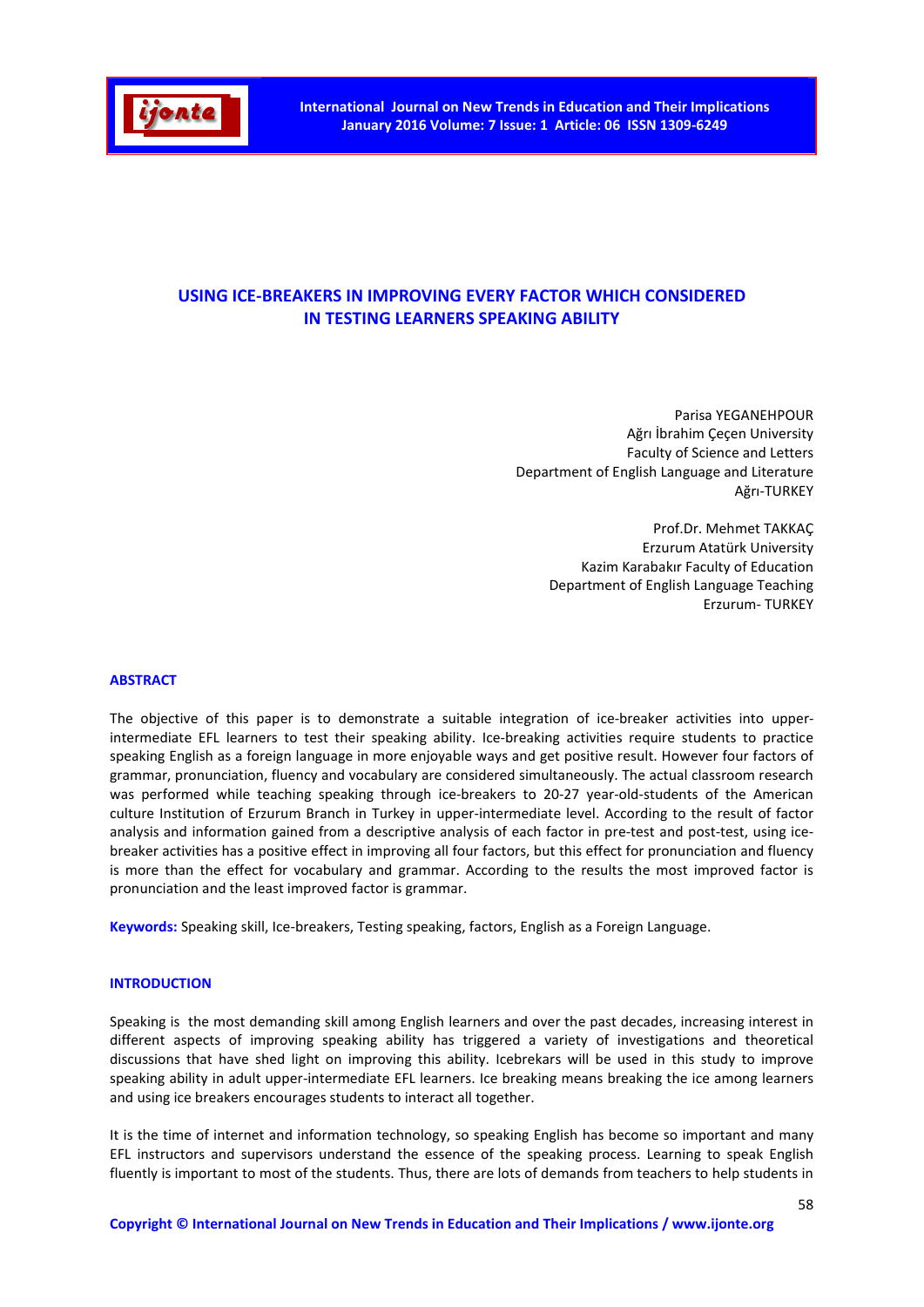# USING ICE-BREAKERS IN IMPROVING EVERY FACTOR WHICH CONSIDERED IN TESTING LEARNERS SPEAKING ABILITY

Parisa YEGANEHPOUR
Ağrı İbrahim Çeçen University
Faculty of Science and Letters
Department of English Language and Literature
Ağrı-TURKEY

Prof.Dr. Mehmet TAKKAÇ
Erzurum Atatürk University
Kazim Karabakır Faculty of Education
Department of English Language Teaching
Erzurum- TURKEY

## ABSTRACT

The objective of this paper is to demonstrate a suitable integration of ice-breaker activities into upper-intermediate EFL learners to test their speaking ability. Ice-breaking activities require students to practice speaking English as a foreign language in more enjoyable ways and get positive result. However four factors of grammar, pronunciation, fluency and vocabulary are considered simultaneously. The actual classroom research was performed while teaching speaking through ice-breakers to 20-27 year-old-students of the American culture Institution of Erzurum Branch in Turkey in upper-intermediate level. According to the result of factor analysis and information gained from a descriptive analysis of each factor in pre-test and post-test, using ice-breaker activities has a positive effect in improving all four factors, but this effect for pronunciation and fluency is more than the effect for vocabulary and grammar. According to the results the most improved factor is pronunciation and the least improved factor is grammar.

**Keywords:** Speaking skill, Ice-breakers, Testing speaking, factors, English as a Foreign Language.

## INTRODUCTION

Speaking is the most demanding skill among English learners and over the past decades, increasing interest in different aspects of improving speaking ability has triggered a variety of investigations and theoretical discussions that have shed light on improving this ability. Icebrekars will be used in this study to improve speaking ability in adult upper-intermediate EFL learners. Ice breaking means breaking the ice among learners and using ice breakers encourages students to interact all together.

It is the time of internet and information technology, so speaking English has become so important and many EFL instructors and supervisors understand the essence of the speaking process. Learning to speak English fluently is important to most of the students. Thus, there are lots of demands from teachers to help students in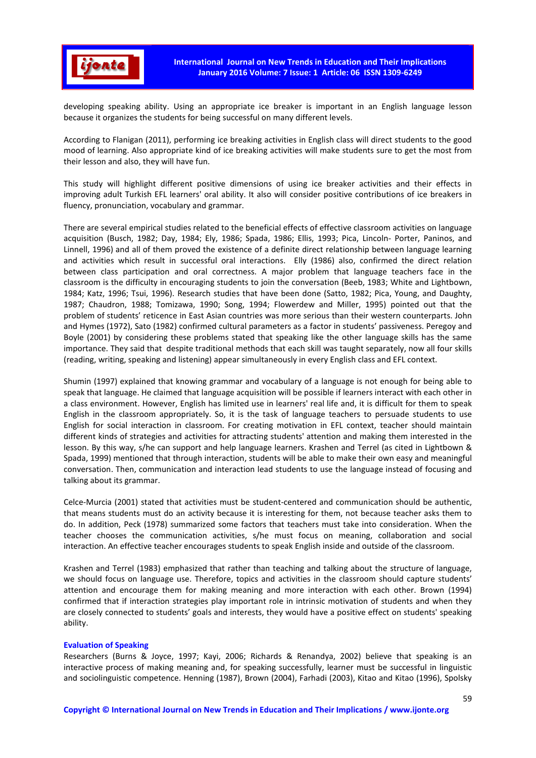developing speaking ability. Using an appropriate ice breaker is important in an English language lesson because it organizes the students for being successful on many different levels.

According to Flanigan (2011), performing ice breaking activities in English class will direct students to the good mood of learning. Also appropriate kind of ice breaking activities will make students sure to get the most from their lesson and also, they will have fun.

This study will highlight different positive dimensions of using ice breaker activities and their effects in improving adult Turkish EFL learners' oral ability. It also will consider positive contributions of ice breakers in fluency, pronunciation, vocabulary and grammar.

There are several empirical studies related to the beneficial effects of effective classroom activities on language acquisition (Busch, 1982; Day, 1984; Ely, 1986; Spada, 1986; Ellis, 1993; Pica, Lincoln- Porter, Paninos, and Linnell, 1996) and all of them proved the existence of a definite direct relationship between language learning and activities which result in successful oral interactions. Elly (1986) also, confirmed the direct relation between class participation and oral correctness. A major problem that language teachers face in the classroom is the difficulty in encouraging students to join the conversation (Beeb, 1983; White and Lightbown, 1984; Katz, 1996; Tsui, 1996). Research studies that have been done (Satto, 1982; Pica, Young, and Daughty, 1987; Chaudron, 1988; Tomizawa, 1990; Song, 1994; Flowerdew and Miller, 1995) pointed out that the problem of students' reticence in East Asian countries was more serious than their western counterparts. John and Hymes (1972), Sato (1982) confirmed cultural parameters as a factor in students' passiveness. Peregoy and Boyle (2001) by considering these problems stated that speaking like the other language skills has the same importance. They said that despite traditional methods that each skill was taught separately, now all four skills (reading, writing, speaking and listening) appear simultaneously in every English class and EFL context.

Shumin (1997) explained that knowing grammar and vocabulary of a language is not enough for being able to speak that language. He claimed that language acquisition will be possible if learners interact with each other in a class environment. However, English has limited use in learners' real life and, it is difficult for them to speak English in the classroom appropriately. So, it is the task of language teachers to persuade students to use English for social interaction in classroom. For creating motivation in EFL context, teacher should maintain different kinds of strategies and activities for attracting students' attention and making them interested in the lesson. By this way, s/he can support and help language learners. Krashen and Terrel (as cited in Lightbown & Spada, 1999) mentioned that through interaction, students will be able to make their own easy and meaningful conversation. Then, communication and interaction lead students to use the language instead of focusing and talking about its grammar.

Celce-Murcia (2001) stated that activities must be student-centered and communication should be authentic, that means students must do an activity because it is interesting for them, not because teacher asks them to do. In addition, Peck (1978) summarized some factors that teachers must take into consideration. When the teacher chooses the communication activities, s/he must focus on meaning, collaboration and social interaction. An effective teacher encourages students to speak English inside and outside of the classroom.

Krashen and Terrel (1983) emphasized that rather than teaching and talking about the structure of language, we should focus on language use. Therefore, topics and activities in the classroom should capture students' attention and encourage them for making meaning and more interaction with each other. Brown (1994) confirmed that if interaction strategies play important role in intrinsic motivation of students and when they are closely connected to students' goals and interests, they would have a positive effect on students' speaking ability.

## Evaluation of Speaking

Researchers (Burns & Joyce, 1997; Kayi, 2006; Richards & Renandya, 2002) believe that speaking is an interactive process of making meaning and, for speaking successfully, learner must be successful in linguistic and sociolinguistic competence. Henning (1987), Brown (2004), Farhadi (2003), Kitao and Kitao (1996), Spolsky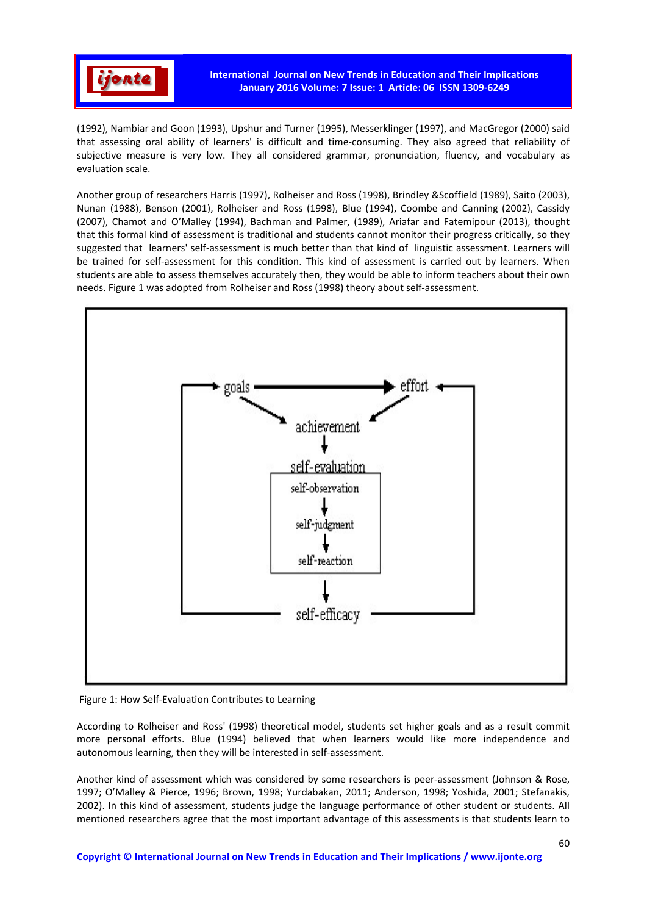(1992), Nambiar and Goon (1993), Upshur and Turner (1995), Messerklinger (1997), and MacGregor (2000) said that assessing oral ability of learners' is difficult and time-consuming. They also agreed that reliability of subjective measure is very low. They all considered grammar, pronunciation, fluency, and vocabulary as evaluation scale.

Another group of researchers Harris (1997), Rolheiser and Ross (1998), Brindley &Scoffield (1989), Saito (2003), Nunan (1988), Benson (2001), Rolheiser and Ross (1998), Blue (1994), Coombe and Canning (2002), Cassidy (2007), Chamot and O'Malley (1994), Bachman and Palmer, (1989), Ariafar and Fatemipour (2013), thought that this formal kind of assessment is traditional and students cannot monitor their progress critically, so they suggested that learners' self-assessment is much better than that kind of linguistic assessment. Learners will be trained for self-assessment for this condition. This kind of assessment is carried out by learners. When students are able to assess themselves accurately then, they would be able to inform teachers about their own needs. Figure 1 was adopted from Rolheiser and Ross (1998) theory about self-assessment.

goals → effort

achievement

self-evaluation: self-observation → self-judgment → self-reaction

self-efficacy

Figure 1: How Self-Evaluation Contributes to Learning

According to Rolheiser and Ross' (1998) theoretical model, students set higher goals and as a result commit more personal efforts. Blue (1994) believed that when learners would like more independence and autonomous learning, then they will be interested in self-assessment.

Another kind of assessment which was considered by some researchers is peer-assessment (Johnson & Rose, 1997; O'Malley & Pierce, 1996; Brown, 1998; Yurdabakan, 2011; Anderson, 1998; Yoshida, 2001; Stefanakis, 2002). In this kind of assessment, students judge the language performance of other student or students. All mentioned researchers agree that the most important advantage of this assessments is that students learn to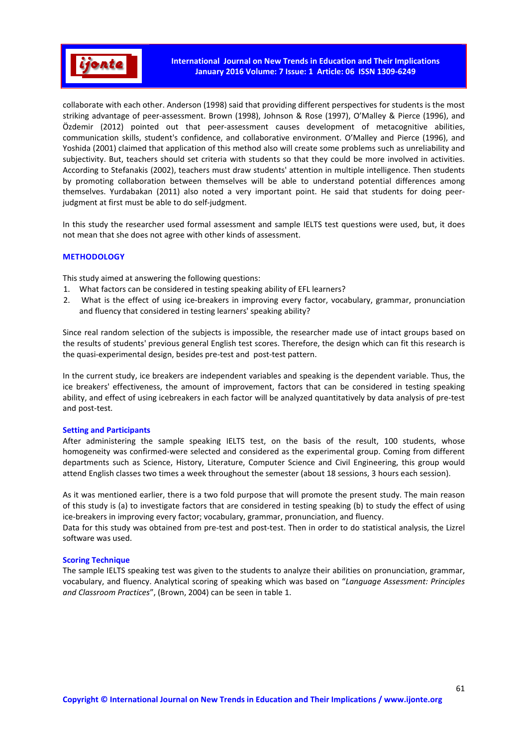collaborate with each other. Anderson (1998) said that providing different perspectives for students is the most striking advantage of peer-assessment. Brown (1998), Johnson & Rose (1997), O'Malley & Pierce (1996), and Özdemir (2012) pointed out that peer-assessment causes development of metacognitive abilities, communication skills, student's confidence, and collaborative environment. O'Malley and Pierce (1996), and Yoshida (2001) claimed that application of this method also will create some problems such as unreliability and subjectivity. But, teachers should set criteria with students so that they could be more involved in activities. According to Stefanakis (2002), teachers must draw students' attention in multiple intelligence. Then students by promoting collaboration between themselves will be able to understand potential differences among themselves. Yurdabakan (2011) also noted a very important point. He said that students for doing peer-judgment at first must be able to do self-judgment.

In this study the researcher used formal assessment and sample IELTS test questions were used, but, it does not mean that she does not agree with other kinds of assessment.

## METHODOLOGY

This study aimed at answering the following questions:

1. What factors can be considered in testing speaking ability of EFL learners?
2. What is the effect of using ice-breakers in improving every factor, vocabulary, grammar, pronunciation and fluency that considered in testing learners' speaking ability?

Since real random selection of the subjects is impossible, the researcher made use of intact groups based on the results of students' previous general English test scores. Therefore, the design which can fit this research is the quasi-experimental design, besides pre-test and post-test pattern.

In the current study, ice breakers are independent variables and speaking is the dependent variable. Thus, the ice breakers' effectiveness, the amount of improvement, factors that can be considered in testing speaking ability, and effect of using icebreakers in each factor will be analyzed quantitatively by data analysis of pre-test and post-test.

### Setting and Participants

After administering the sample speaking IELTS test, on the basis of the result, 100 students, whose homogeneity was confirmed-were selected and considered as the experimental group. Coming from different departments such as Science, History, Literature, Computer Science and Civil Engineering, this group would attend English classes two times a week throughout the semester (about 18 sessions, 3 hours each session).

As it was mentioned earlier, there is a two fold purpose that will promote the present study. The main reason of this study is (a) to investigate factors that are considered in testing speaking (b) to study the effect of using ice-breakers in improving every factor; vocabulary, grammar, pronunciation, and fluency.
Data for this study was obtained from pre-test and post-test. Then in order to do statistical analysis, the Lizrel software was used.

### Scoring Technique

The sample IELTS speaking test was given to the students to analyze their abilities on pronunciation, grammar, vocabulary, and fluency. Analytical scoring of speaking which was based on "*Language Assessment: Principles and Classroom Practices*", (Brown, 2004) can be seen in table 1.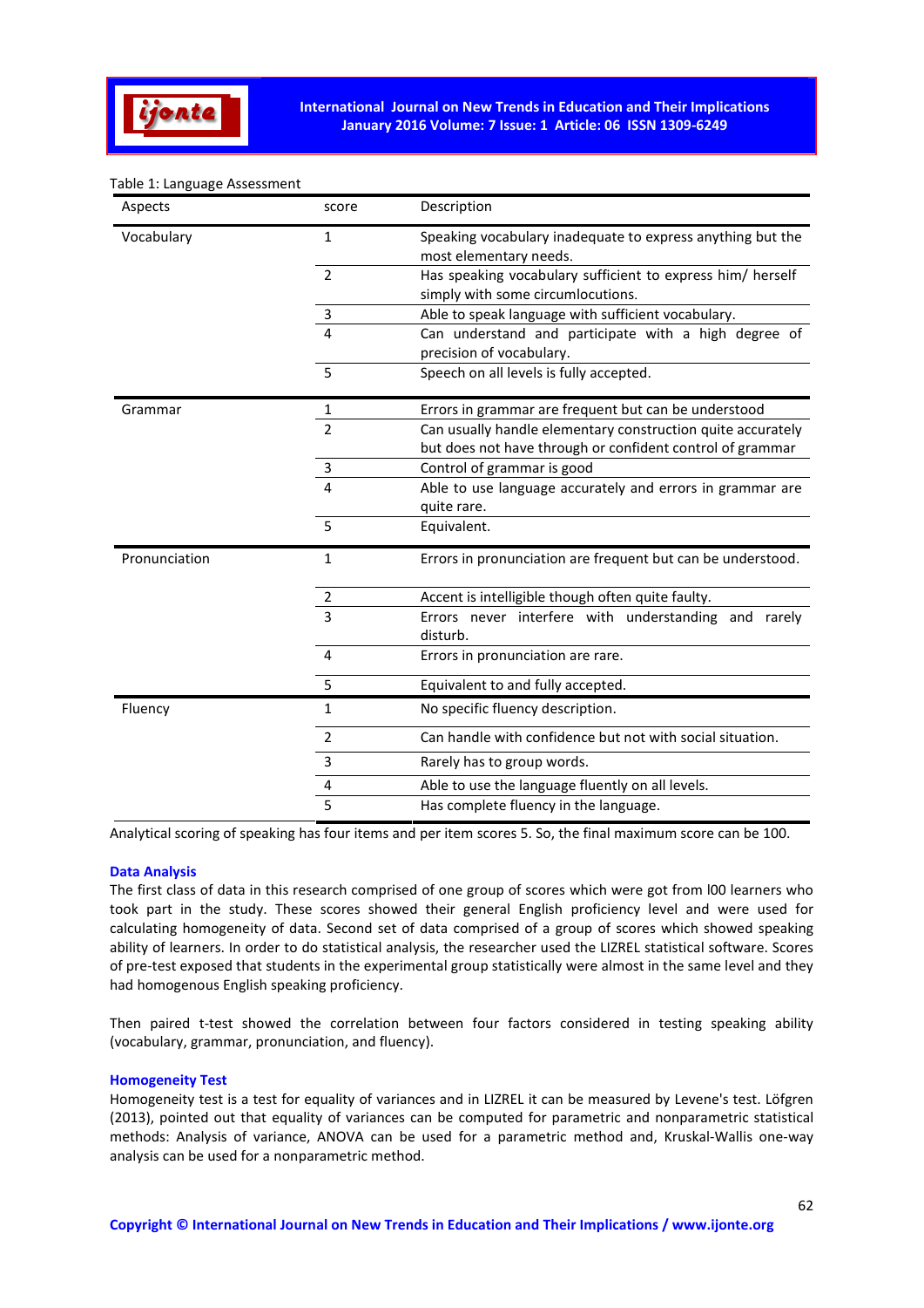Table 1: Language Assessment

| Aspects | score | Description |
|---|---|---|
| Vocabulary | 1 | Speaking vocabulary inadequate to express anything but the most elementary needs. |
| | 2 | Has speaking vocabulary sufficient to express him/ herself simply with some circumlocutions. |
| | 3 | Able to speak language with sufficient vocabulary. |
| | 4 | Can understand and participate with a high degree of precision of vocabulary. |
| | 5 | Speech on all levels is fully accepted. |
| Grammar | 1 | Errors in grammar are frequent but can be understood |
| | 2 | Can usually handle elementary construction quite accurately but does not have through or confident control of grammar |
| | 3 | Control of grammar is good |
| | 4 | Able to use language accurately and errors in grammar are quite rare. |
| | 5 | Equivalent. |
| Pronunciation | 1 | Errors in pronunciation are frequent but can be understood. |
| | 2 | Accent is intelligible though often quite faulty. |
| | 3 | Errors never interfere with understanding and rarely disturb. |
| | 4 | Errors in pronunciation are rare. |
| | 5 | Equivalent to and fully accepted. |
| Fluency | 1 | No specific fluency description. |
| | 2 | Can handle with confidence but not with social situation. |
| | 3 | Rarely has to group words. |
| | 4 | Able to use the language fluently on all levels. |
| | 5 | Has complete fluency in the language. |

Analytical scoring of speaking has four items and per item scores 5. So, the final maximum score can be 100.

### Data Analysis

The first class of data in this research comprised of one group of scores which were got from l00 learners who took part in the study. These scores showed their general English proficiency level and were used for calculating homogeneity of data. Second set of data comprised of a group of scores which showed speaking ability of learners. In order to do statistical analysis, the researcher used the LIZREL statistical software. Scores of pre-test exposed that students in the experimental group statistically were almost in the same level and they had homogenous English speaking proficiency.

Then paired t-test showed the correlation between four factors considered in testing speaking ability (vocabulary, grammar, pronunciation, and fluency).

### Homogeneity Test

Homogeneity test is a test for equality of variances and in LIZREL it can be measured by Levene's test. Löfgren (2013), pointed out that equality of variances can be computed for parametric and nonparametric statistical methods: Analysis of variance, ANOVA can be used for a parametric method and, Kruskal-Wallis one-way analysis can be used for a nonparametric method.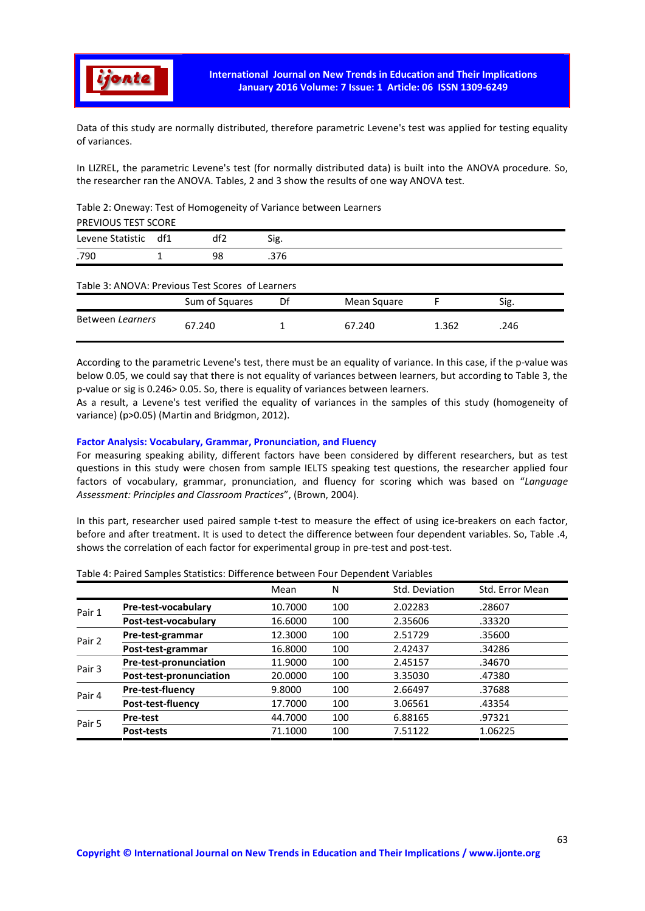Data of this study are normally distributed, therefore parametric Levene's test was applied for testing equality of variances.

In LIZREL, the parametric Levene's test (for normally distributed data) is built into the ANOVA procedure. So, the researcher ran the ANOVA. Tables, 2 and 3 show the results of one way ANOVA test.

Table 2: Oneway: Test of Homogeneity of Variance between Learners

PREVIOUS TEST SCORE

| Levene Statistic | df1 | df2 | Sig. |
|---|---|---|---|
| .790 | 1 | 98 | .376 |

Table 3: ANOVA: Previous Test Scores of Learners

| | Sum of Squares | Df | Mean Square | F | Sig. |
|---|---|---|---|---|---|
| Between *Learners* | 67.240 | 1 | 67.240 | 1.362 | .246 |

According to the parametric Levene's test, there must be an equality of variance. In this case, if the p-value was below 0.05, we could say that there is not equality of variances between learners, but according to Table 3, the p-value or sig is 0.246> 0.05. So, there is equality of variances between learners.

As a result, a Levene's test verified the equality of variances in the samples of this study (homogeneity of variance) (p>0.05) (Martin and Bridgmon, 2012).

### Factor Analysis: Vocabulary, Grammar, Pronunciation, and Fluency

For measuring speaking ability, different factors have been considered by different researchers, but as test questions in this study were chosen from sample IELTS speaking test questions, the researcher applied four factors of vocabulary, grammar, pronunciation, and fluency for scoring which was based on "*Language Assessment: Principles and Classroom Practices*", (Brown, 2004).

In this part, researcher used paired sample t-test to measure the effect of using ice-breakers on each factor, before and after treatment. It is used to detect the difference between four dependent variables. So, Table .4, shows the correlation of each factor for experimental group in pre-test and post-test.

Table 4: Paired Samples Statistics: Difference between Four Dependent Variables

| | | Mean | N | Std. Deviation | Std. Error Mean |
|---|---|---|---|---|---|
| Pair 1 | **Pre-test-vocabulary** | 10.7000 | 100 | 2.02283 | .28607 |
| | **Post-test-vocabulary** | 16.6000 | 100 | 2.35606 | .33320 |
| Pair 2 | **Pre-test-grammar** | 12.3000 | 100 | 2.51729 | .35600 |
| | **Post-test-grammar** | 16.8000 | 100 | 2.42437 | .34286 |
| Pair 3 | **Pre-test-pronunciation** | 11.9000 | 100 | 2.45157 | .34670 |
| | **Post-test-pronunciation** | 20.0000 | 100 | 3.35030 | .47380 |
| Pair 4 | **Pre-test-fluency** | 9.8000 | 100 | 2.66497 | .37688 |
| | **Post-test-fluency** | 17.7000 | 100 | 3.06561 | .43354 |
| Pair 5 | **Pre-test** | 44.7000 | 100 | 6.88165 | .97321 |
| | **Post-tests** | 71.1000 | 100 | 7.51122 | 1.06225 |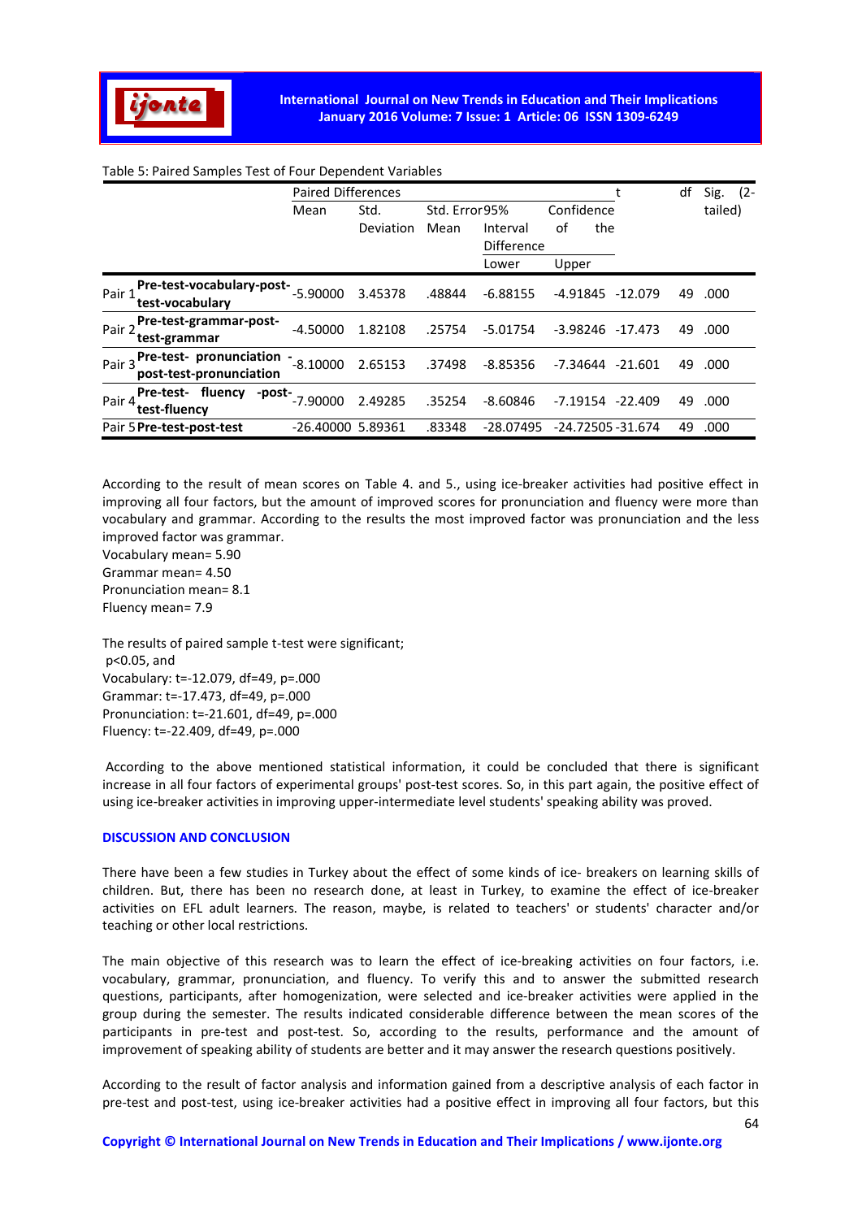Table 5: Paired Samples Test of Four Dependent Variables

| | | Paired Differences | | | | | t | df | Sig. (2-tailed) |
|---|---|---|---|---|---|---|---|---|---|
| | | Mean | Std. Deviation | Std. Error Mean | 95% Confidence Interval of the Difference | | | | |
| | | | | | Lower | Upper | | | |
| Pair 1 | **Pre-test-vocabulary-post-test-vocabulary** | -5.90000 | 3.45378 | .48844 | -6.88155 | -4.91845 | -12.079 | 49 | .000 |
| Pair 2 | **Pre-test-grammar-post-test-grammar** | -4.50000 | 1.82108 | .25754 | -5.01754 | -3.98246 | -17.473 | 49 | .000 |
| Pair 3 | **Pre-test- pronunciation - post-test-pronunciation** | -8.10000 | 2.65153 | .37498 | -8.85356 | -7.34644 | -21.601 | 49 | .000 |
| Pair 4 | **Pre-test- fluency -post-test-fluency** | -7.90000 | 2.49285 | .35254 | -8.60846 | -7.19154 | -22.409 | 49 | .000 |
| Pair 5 | **Pre-test-post-test** | -26.40000 | 5.89361 | .83348 | -28.07495 | -24.72505 | -31.674 | 49 | .000 |

According to the result of mean scores on Table 4. and 5., using ice-breaker activities had positive effect in improving all four factors, but the amount of improved scores for pronunciation and fluency were more than vocabulary and grammar. According to the results the most improved factor was pronunciation and the less improved factor was grammar.

Vocabulary mean= 5.90
Grammar mean= 4.50
Pronunciation mean= 8.1
Fluency mean= 7.9

The results of paired sample t-test were significant;
$p<0.05$, and
Vocabulary: t=-12.079, df=49, p=.000
Grammar: t=-17.473, df=49, p=.000
Pronunciation: t=-21.601, df=49, p=.000
Fluency: t=-22.409, df=49, p=.000

According to the above mentioned statistical information, it could be concluded that there is significant increase in all four factors of experimental groups' post-test scores. So, in this part again, the positive effect of using ice-breaker activities in improving upper-intermediate level students' speaking ability was proved.

## DISCUSSION AND CONCLUSION

There have been a few studies in Turkey about the effect of some kinds of ice- breakers on learning skills of children. But, there has been no research done, at least in Turkey, to examine the effect of ice-breaker activities on EFL adult learners. The reason, maybe, is related to teachers' or students' character and/or teaching or other local restrictions.

The main objective of this research was to learn the effect of ice-breaking activities on four factors, i.e. vocabulary, grammar, pronunciation, and fluency. To verify this and to answer the submitted research questions, participants, after homogenization, were selected and ice-breaker activities were applied in the group during the semester. The results indicated considerable difference between the mean scores of the participants in pre-test and post-test. So, according to the results, performance and the amount of improvement of speaking ability of students are better and it may answer the research questions positively.

According to the result of factor analysis and information gained from a descriptive analysis of each factor in pre-test and post-test, using ice-breaker activities had a positive effect in improving all four factors, but this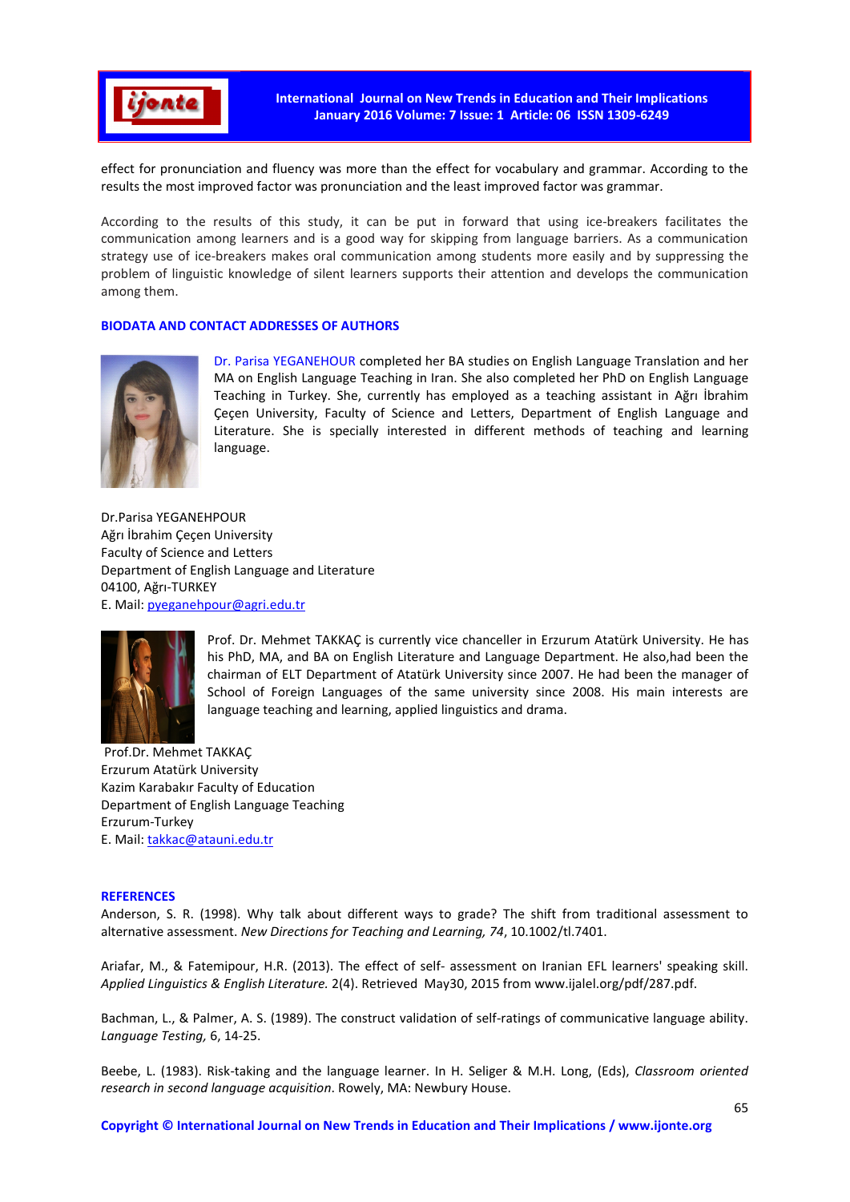effect for pronunciation and fluency was more than the effect for vocabulary and grammar. According to the results the most improved factor was pronunciation and the least improved factor was grammar.

According to the results of this study, it can be put in forward that using ice-breakers facilitates the communication among learners and is a good way for skipping from language barriers. As a communication strategy use of ice-breakers makes oral communication among students more easily and by suppressing the problem of linguistic knowledge of silent learners supports their attention and develops the communication among them.

## BIODATA AND CONTACT ADDRESSES OF AUTHORS

Dr. Parisa YEGANEHOUR completed her BA studies on English Language Translation and her MA on English Language Teaching in Iran. She also completed her PhD on English Language Teaching in Turkey. She, currently has employed as a teaching assistant in Ağrı İbrahim Çeçen University, Faculty of Science and Letters, Department of English Language and Literature. She is specially interested in different methods of teaching and learning language.

Dr.Parisa YEGANEHPOUR  
Ağrı İbrahim Çeçen University  
Faculty of Science and Letters  
Department of English Language and Literature  
04100, Ağrı-TURKEY  
E. Mail: pyeganehpour@agri.edu.tr

Prof. Dr. Mehmet TAKKAÇ is currently vice chanceller in Erzurum Atatürk University. He has his PhD, MA, and BA on English Literature and Language Department. He also,had been the chairman of ELT Department of Atatürk University since 2007. He had been the manager of School of Foreign Languages of the same university since 2008. His main interests are language teaching and learning, applied linguistics and drama.

Prof.Dr. Mehmet TAKKAÇ  
Erzurum Atatürk University  
Kazim Karabakır Faculty of Education  
Department of English Language Teaching  
Erzurum-Turkey  
E. Mail: takkac@atauni.edu.tr

## REFERENCES

Anderson, S. R. (1998). Why talk about different ways to grade? The shift from traditional assessment to alternative assessment. *New Directions for Teaching and Learning, 74*, 10.1002/tl.7401.

Ariafar, M., & Fatemipour, H.R. (2013). The effect of self- assessment on Iranian EFL learners' speaking skill. *Applied Linguistics & English Literature.* 2(4). Retrieved May30, 2015 from www.ijalel.org/pdf/287.pdf.

Bachman, L., & Palmer, A. S. (1989). The construct validation of self-ratings of communicative language ability. *Language Testing,* 6, 14-25.

Beebe, L. (1983). Risk-taking and the language learner. In H. Seliger & M.H. Long, (Eds), *Classroom oriented research in second language acquisition*. Rowely, MA: Newbury House.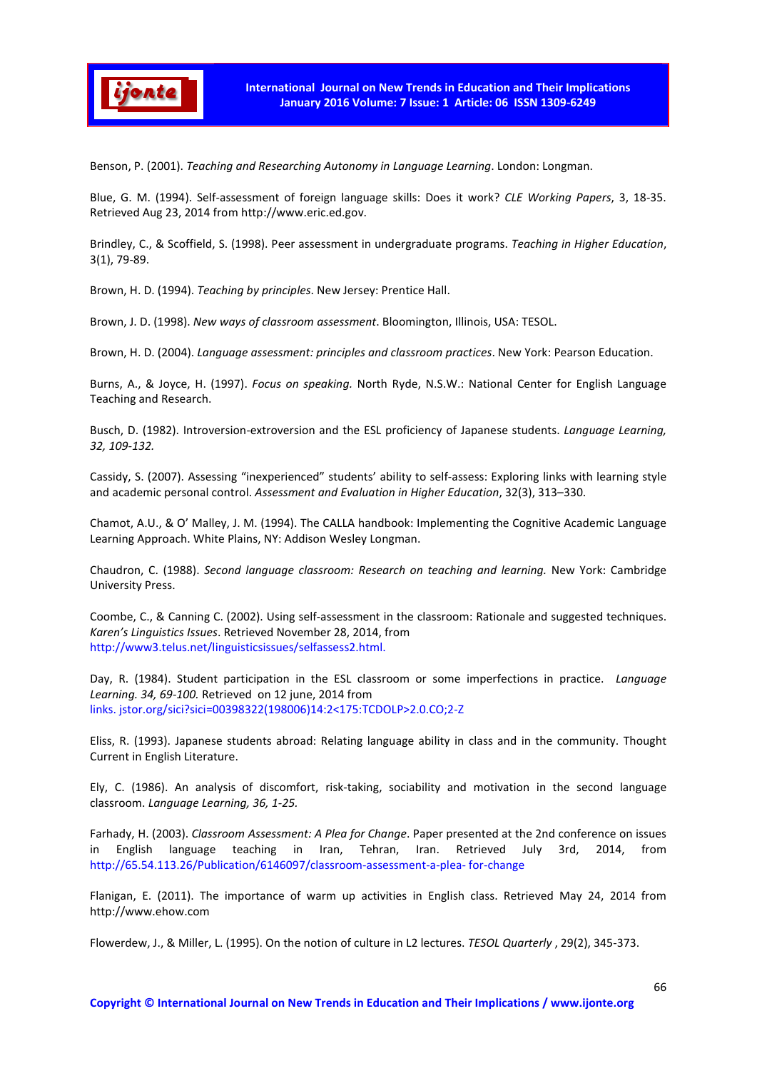Benson, P. (2001). *Teaching and Researching Autonomy in Language Learning*. London: Longman.

Blue, G. M. (1994). Self-assessment of foreign language skills: Does it work? *CLE Working Papers*, 3, 18-35. Retrieved Aug 23, 2014 from http://www.eric.ed.gov.

Brindley, C., & Scoffield, S. (1998). Peer assessment in undergraduate programs. *Teaching in Higher Education*, 3(1), 79-89.

Brown, H. D. (1994). *Teaching by principles*. New Jersey: Prentice Hall.

Brown, J. D. (1998). *New ways of classroom assessment*. Bloomington, Illinois, USA: TESOL.

Brown, H. D. (2004). *Language assessment: principles and classroom practices*. New York: Pearson Education.

Burns, A., & Joyce, H. (1997). *Focus on speaking.* North Ryde, N.S.W.: National Center for English Language Teaching and Research.

Busch, D. (1982). Introversion-extroversion and the ESL proficiency of Japanese students. *Language Learning, 32, 109-132.*

Cassidy, S. (2007). Assessing "inexperienced" students' ability to self-assess: Exploring links with learning style and academic personal control. *Assessment and Evaluation in Higher Education*, 32(3), 313–330.

Chamot, A.U., & O' Malley, J. M. (1994). The CALLA handbook: Implementing the Cognitive Academic Language Learning Approach. White Plains, NY: Addison Wesley Longman.

Chaudron, C. (1988). *Second language classroom: Research on teaching and learning.* New York: Cambridge University Press.

Coombe, C., & Canning C. (2002). Using self-assessment in the classroom: Rationale and suggested techniques. *Karen's Linguistics Issues*. Retrieved November 28, 2014, from http://www3.telus.net/linguisticsissues/selfassess2.html.

Day, R. (1984). Student participation in the ESL classroom or some imperfections in practice. *Language Learning. 34, 69-100.* Retrieved on 12 june, 2014 from links. jstor.org/sici?sici=00398322(198006)14:2<175:TCDOLP>2.0.CO;2-Z

Eliss, R. (1993). Japanese students abroad: Relating language ability in class and in the community. Thought Current in English Literature.

Ely, C. (1986). An analysis of discomfort, risk-taking, sociability and motivation in the second language classroom. *Language Learning, 36, 1-25.*

Farhady, H. (2003). *Classroom Assessment: A Plea for Change*. Paper presented at the 2nd conference on issues in English language teaching in Iran, Tehran, Iran. Retrieved July 3rd, 2014, from http://65.54.113.26/Publication/6146097/classroom-assessment-a-plea- for-change

Flanigan, E. (2011). The importance of warm up activities in English class. Retrieved May 24, 2014 from http://www.ehow.com

Flowerdew, J., & Miller, L. (1995). On the notion of culture in L2 lectures. *TESOL Quarterly* , 29(2), 345-373.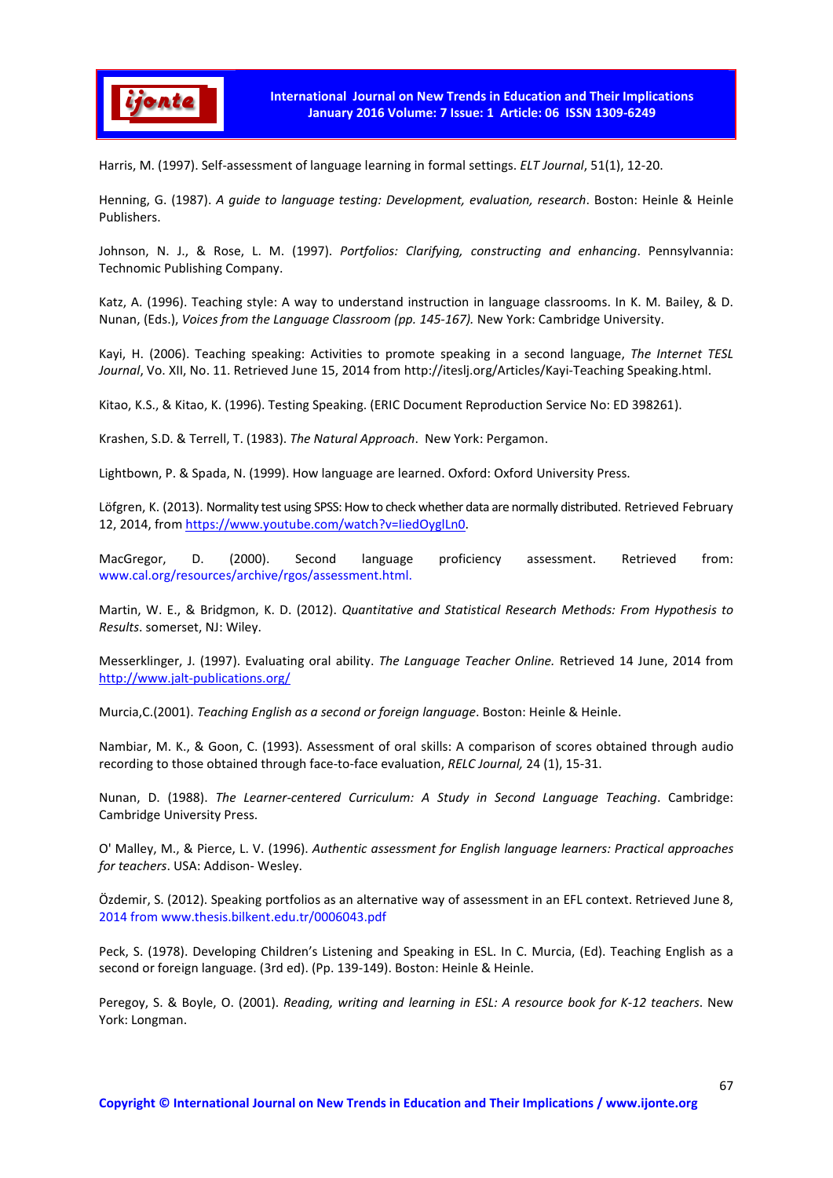Harris, M. (1997). Self-assessment of language learning in formal settings. *ELT Journal*, 51(1), 12-20.

Henning, G. (1987). *A guide to language testing: Development, evaluation, research*. Boston: Heinle & Heinle Publishers.

Johnson, N. J., & Rose, L. M. (1997). *Portfolios: Clarifying, constructing and enhancing*. Pennsylvannia: Technomic Publishing Company.

Katz, A. (1996). Teaching style: A way to understand instruction in language classrooms. In K. M. Bailey, & D. Nunan, (Eds.), *Voices from the Language Classroom (pp. 145-167).* New York: Cambridge University.

Kayi, H. (2006). Teaching speaking: Activities to promote speaking in a second language, *The Internet TESL Journal*, Vo. XII, No. 11. Retrieved June 15, 2014 from http://iteslj.org/Articles/Kayi-Teaching Speaking.html.

Kitao, K.S., & Kitao, K. (1996). Testing Speaking. (ERIC Document Reproduction Service No: ED 398261).

Krashen, S.D. & Terrell, T. (1983). *The Natural Approach*. New York: Pergamon.

Lightbown, P. & Spada, N. (1999). How language are learned. Oxford: Oxford University Press.

Löfgren, K. (2013). Normality test using SPSS: How to check whether data are normally distributed. Retrieved February 12, 2014, from https://www.youtube.com/watch?v=liedOyglLn0.

MacGregor, D. (2000). Second language proficiency assessment. Retrieved from: www.cal.org/resources/archive/rgos/assessment.html.

Martin, W. E., & Bridgmon, K. D. (2012). *Quantitative and Statistical Research Methods: From Hypothesis to Results*. somerset, NJ: Wiley.

Messerklinger, J. (1997). Evaluating oral ability. *The Language Teacher Online.* Retrieved 14 June, 2014 from http://www.jalt-publications.org/

Murcia,C.(2001). *Teaching English as a second or foreign language*. Boston: Heinle & Heinle.

Nambiar, M. K., & Goon, C. (1993). Assessment of oral skills: A comparison of scores obtained through audio recording to those obtained through face-to-face evaluation, *RELC Journal,* 24 (1), 15-31.

Nunan, D. (1988). *The Learner-centered Curriculum: A Study in Second Language Teaching*. Cambridge: Cambridge University Press.

O' Malley, M., & Pierce, L. V. (1996). *Authentic assessment for English language learners: Practical approaches for teachers*. USA: Addison- Wesley.

Özdemir, S. (2012). Speaking portfolios as an alternative way of assessment in an EFL context. Retrieved June 8, 2014 from www.thesis.bilkent.edu.tr/0006043.pdf

Peck, S. (1978). Developing Children's Listening and Speaking in ESL. In C. Murcia, (Ed). Teaching English as a second or foreign language. (3rd ed). (Pp. 139-149). Boston: Heinle & Heinle.

Peregoy, S. & Boyle, O. (2001). *Reading, writing and learning in ESL: A resource book for K-12 teachers*. New York: Longman.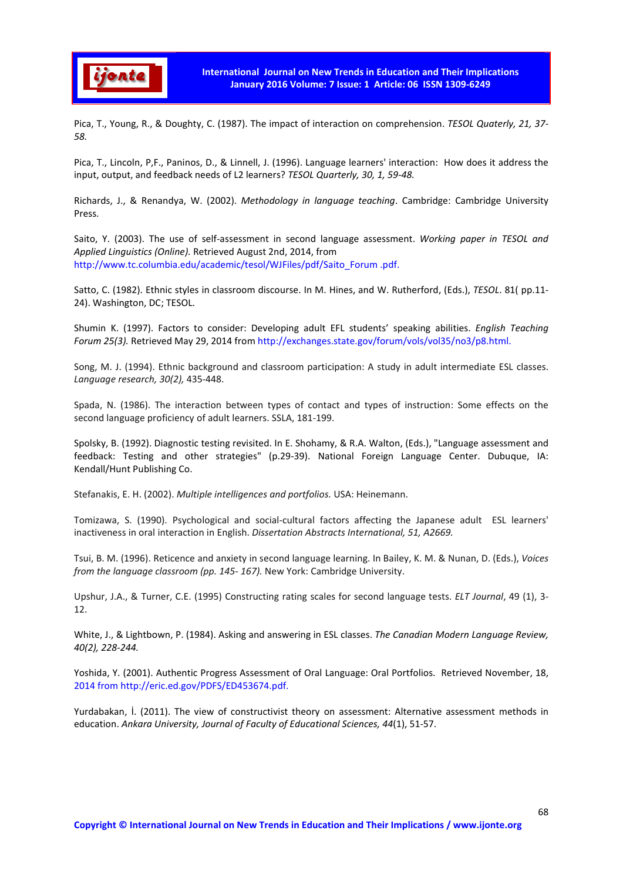Pica, T., Young, R., & Doughty, C. (1987). The impact of interaction on comprehension. *TESOL Quaterly, 21, 37-58.*

Pica, T., Lincoln, P,F., Paninos, D., & Linnell, J. (1996). Language learners' interaction: How does it address the input, output, and feedback needs of L2 learners? *TESOL Quarterly, 30, 1, 59-48.*

Richards, J., & Renandya, W. (2002). *Methodology in language teaching*. Cambridge: Cambridge University Press.

Saito, Y. (2003). The use of self-assessment in second language assessment. *Working paper in TESOL and Applied Linguistics (Online).* Retrieved August 2nd, 2014, from http://www.tc.columbia.edu/academic/tesol/WJFiles/pdf/Saito_Forum .pdf.

Satto, C. (1982). Ethnic styles in classroom discourse. In M. Hines, and W. Rutherford, (Eds.), *TESOL*. 81( pp.11-24). Washington, DC; TESOL.

Shumin K. (1997). Factors to consider: Developing adult EFL students' speaking abilities. *English Teaching Forum 25(3).* Retrieved May 29, 2014 from http://exchanges.state.gov/forum/vols/vol35/no3/p8.html.

Song, M. J. (1994). Ethnic background and classroom participation: A study in adult intermediate ESL classes. *Language research, 30(2),* 435-448.

Spada, N. (1986). The interaction between types of contact and types of instruction: Some effects on the second language proficiency of adult learners. SSLA, 181-199.

Spolsky, B. (1992). Diagnostic testing revisited. In E. Shohamy, & R.A. Walton, (Eds.), "Language assessment and feedback: Testing and other strategies" (p.29-39). National Foreign Language Center. Dubuque, IA: Kendall/Hunt Publishing Co.

Stefanakis, E. H. (2002). *Multiple intelligences and portfolios.* USA: Heinemann.

Tomizawa, S. (1990). Psychological and social-cultural factors affecting the Japanese adult ESL learners' inactiveness in oral interaction in English. *Dissertation Abstracts International, 51, A2669.*

Tsui, B. M. (1996). Reticence and anxiety in second language learning. In Bailey, K. M. & Nunan, D. (Eds.), *Voices from the language classroom (pp. 145- 167).* New York: Cambridge University.

Upshur, J.A., & Turner, C.E. (1995) Constructing rating scales for second language tests. *ELT Journal*, 49 (1), 3-12.

White, J., & Lightbown, P. (1984). Asking and answering in ESL classes. *The Canadian Modern Language Review, 40(2), 228-244.*

Yoshida, Y. (2001). Authentic Progress Assessment of Oral Language: Oral Portfolios. Retrieved November, 18, 2014 from http://eric.ed.gov/PDFS/ED453674.pdf.

Yurdabakan, İ. (2011). The view of constructivist theory on assessment: Alternative assessment methods in education. *Ankara University, Journal of Faculty of Educational Sciences, 44*(1), 51-57.